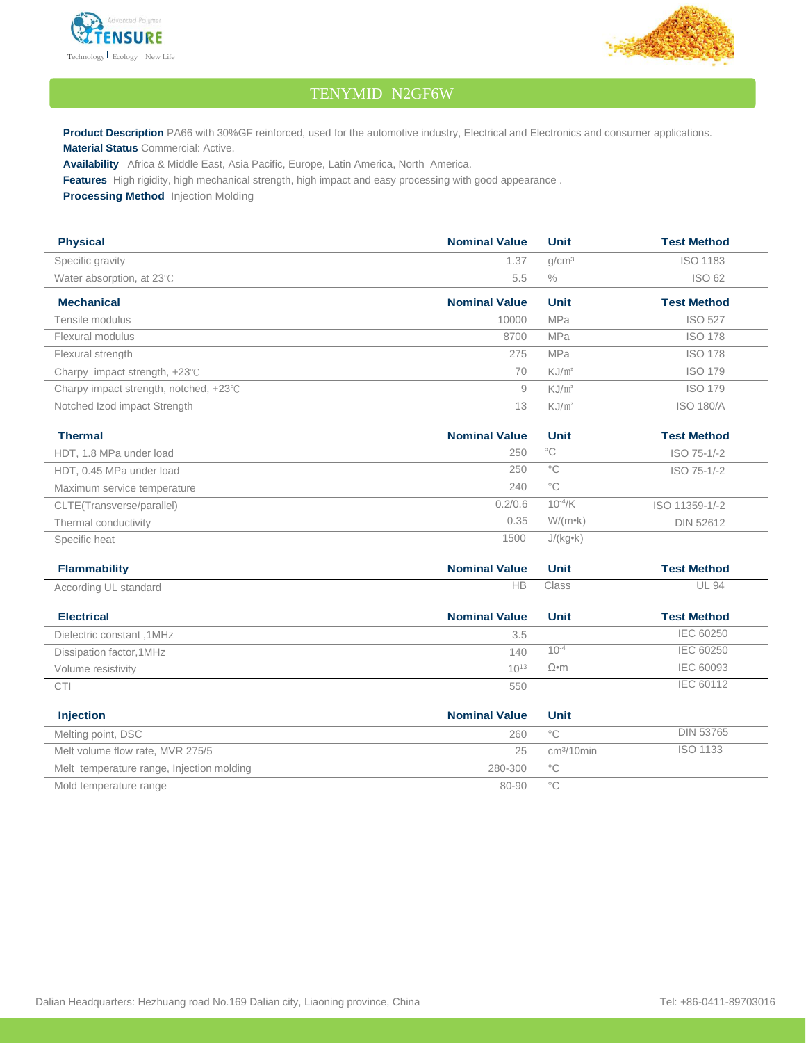# TENYMID N2GF6W

**Product Description** PA66 with 30%GF reinforced, used for the automotive industry, Electrical and Electronics and consumer applications.
**Material Status** Commercial: Active.
**Availability** Africa & Middle East, Asia Pacific, Europe, Latin America, North America.
**Features** High rigidity, high mechanical strength, high impact and easy processing with good appearance .
**Processing Method** Injection Molding

| Physical | Nominal Value | Unit | Test Method |
|---|---|---|---|
| Specific gravity | 1.37 | g/cm³ | ISO 1183 |
| Water absorption, at 23℃ | 5.5 | % | ISO 62 |

| Mechanical | Nominal Value | Unit | Test Method |
|---|---|---|---|
| Tensile modulus | 10000 | MPa | ISO 527 |
| Flexural modulus | 8700 | MPa | ISO 178 |
| Flexural strength | 275 | MPa | ISO 178 |
| Charpy impact strength, +23℃ | 70 | KJ/㎡ | ISO 179 |
| Charpy impact strength, notched, +23℃ | 9 | KJ/㎡ | ISO 179 |
| Notched Izod impact Strength | 13 | KJ/㎡ | ISO 180/A |

| Thermal | Nominal Value | Unit | Test Method |
|---|---|---|---|
| HDT, 1.8 MPa under load | 250 | °C | ISO 75-1/-2 |
| HDT, 0.45 MPa under load | 250 | °C | ISO 75-1/-2 |
| Maximum service temperature | 240 | °C | |
| CLTE(Transverse/parallel) | 0.2/0.6 | $10^{-4}$/K | ISO 11359-1/-2 |
| Thermal conductivity | 0.35 | W/(m•k) | DIN 52612 |
| Specific heat | 1500 | J/(kg•k) | |

| Flammability | Nominal Value | Unit | Test Method |
|---|---|---|---|
| According UL standard | HB | Class | UL 94 |

| Electrical | Nominal Value | Unit | Test Method |
|---|---|---|---|
| Dielectric constant ,1MHz | 3.5 | | IEC 60250 |
| Dissipation factor,1MHz | 140 | $10^{-4}$ | IEC 60250 |
| Volume resistivity | $10^{13}$ | Ω•m | IEC 60093 |
| CTI | 550 | | IEC 60112 |

| Injection | Nominal Value | Unit | |
|---|---|---|---|
| Melting point, DSC | 260 | °C | DIN 53765 |
| Melt volume flow rate, MVR 275/5 | 25 | cm³/10min | ISO 1133 |
| Melt temperature range, Injection molding | 280-300 | °C | |
| Mold temperature range | 80-90 | °C | |

Dalian Headquarters: Hezhuang road No.169 Dalian city, Liaoning province, China

Tel: +86-0411-89703016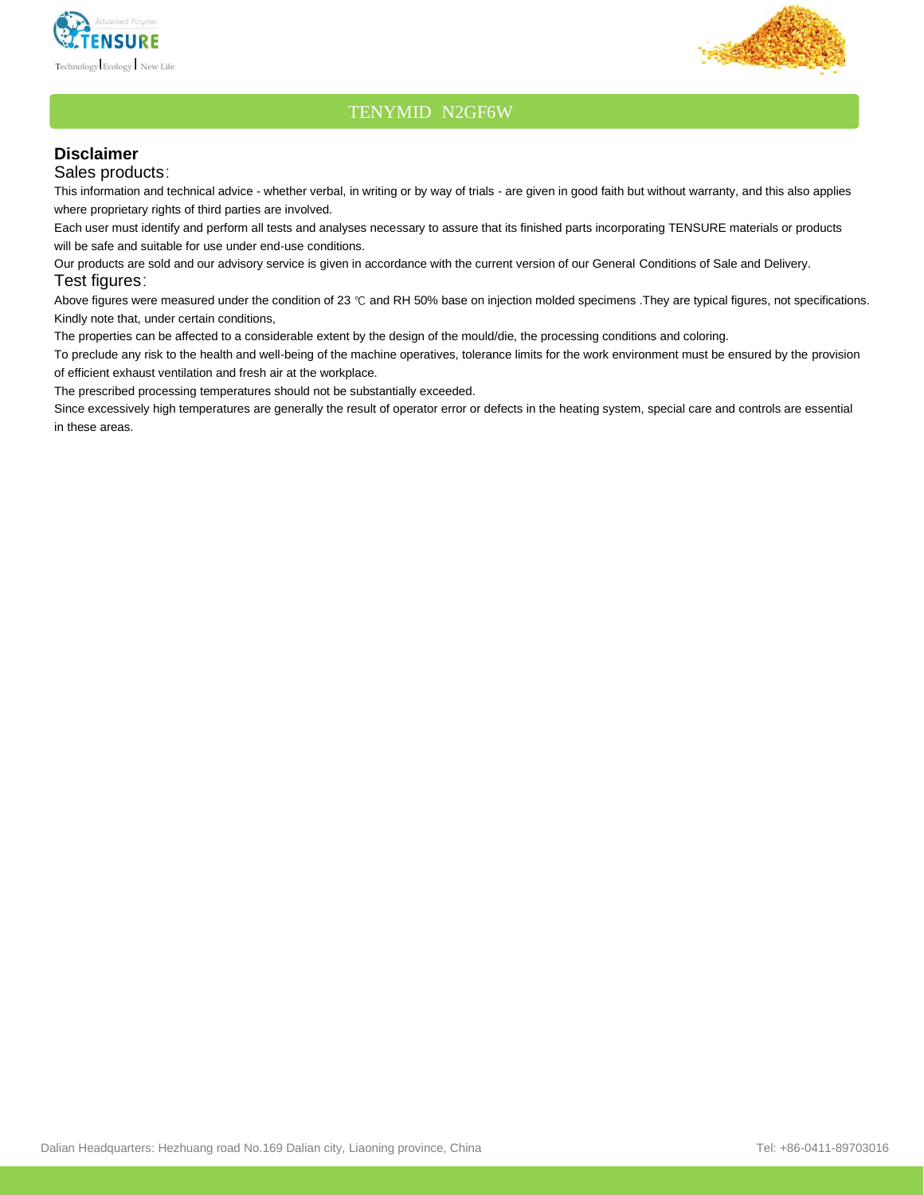TENYMID N2GF6W

## Disclaimer

### Sales products:

This information and technical advice - whether verbal, in writing or by way of trials - are given in good faith but without warranty, and this also applies where proprietary rights of third parties are involved.

Each user must identify and perform all tests and analyses necessary to assure that its finished parts incorporating TENSURE materials or products will be safe and suitable for use under end-use conditions.

Our products are sold and our advisory service is given in accordance with the current version of our General Conditions of Sale and Delivery.

### Test figures:

Above figures were measured under the condition of 23 ℃ and RH 50% base on injection molded specimens .They are typical figures, not specifications. Kindly note that, under certain conditions,

The properties can be affected to a considerable extent by the design of the mould/die, the processing conditions and coloring.

To preclude any risk to the health and well-being of the machine operatives, tolerance limits for the work environment must be ensured by the provision of efficient exhaust ventilation and fresh air at the workplace.

The prescribed processing temperatures should not be substantially exceeded.

Since excessively high temperatures are generally the result of operator error or defects in the heating system, special care and controls are essential in these areas.